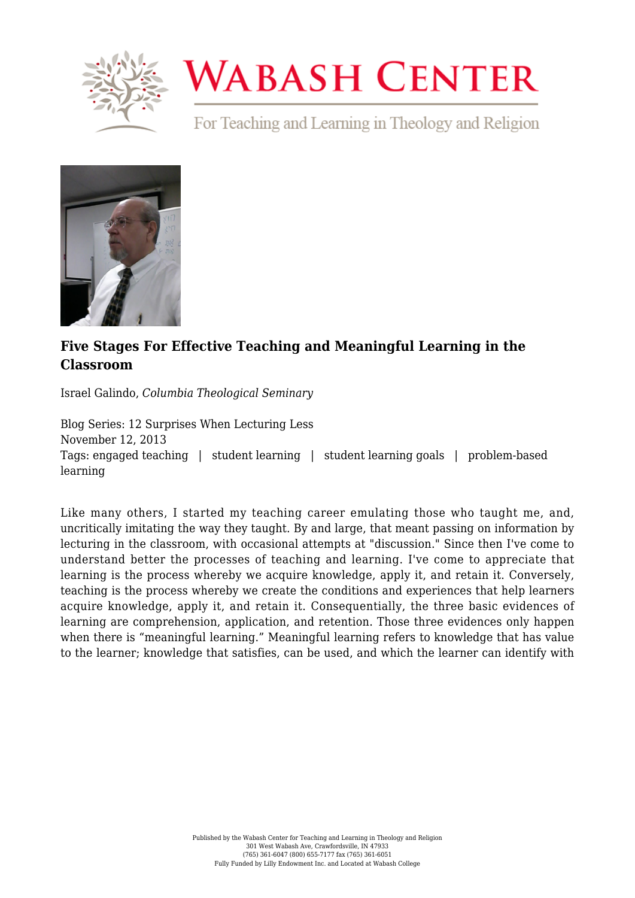# Wabash Center

For Teaching and Learning in Theology and Religion

## Five Stages For Effective Teaching and Meaningful Learning in the Classroom

Israel Galindo, *Columbia Theological Seminary*

Blog Series: 12 Surprises When Lecturing Less
November 12, 2013
Tags: engaged teaching | student learning | student learning goals | problem-based learning

Like many others, I started my teaching career emulating those who taught me, and, uncritically imitating the way they taught. By and large, that meant passing on information by lecturing in the classroom, with occasional attempts at "discussion." Since then I've come to understand better the processes of teaching and learning. I've come to appreciate that learning is the process whereby we acquire knowledge, apply it, and retain it. Conversely, teaching is the process whereby we create the conditions and experiences that help learners acquire knowledge, apply it, and retain it. Consequentially, the three basic evidences of learning are comprehension, application, and retention. Those three evidences only happen when there is "meaningful learning." Meaningful learning refers to knowledge that has value to the learner; knowledge that satisfies, can be used, and which the learner can identify with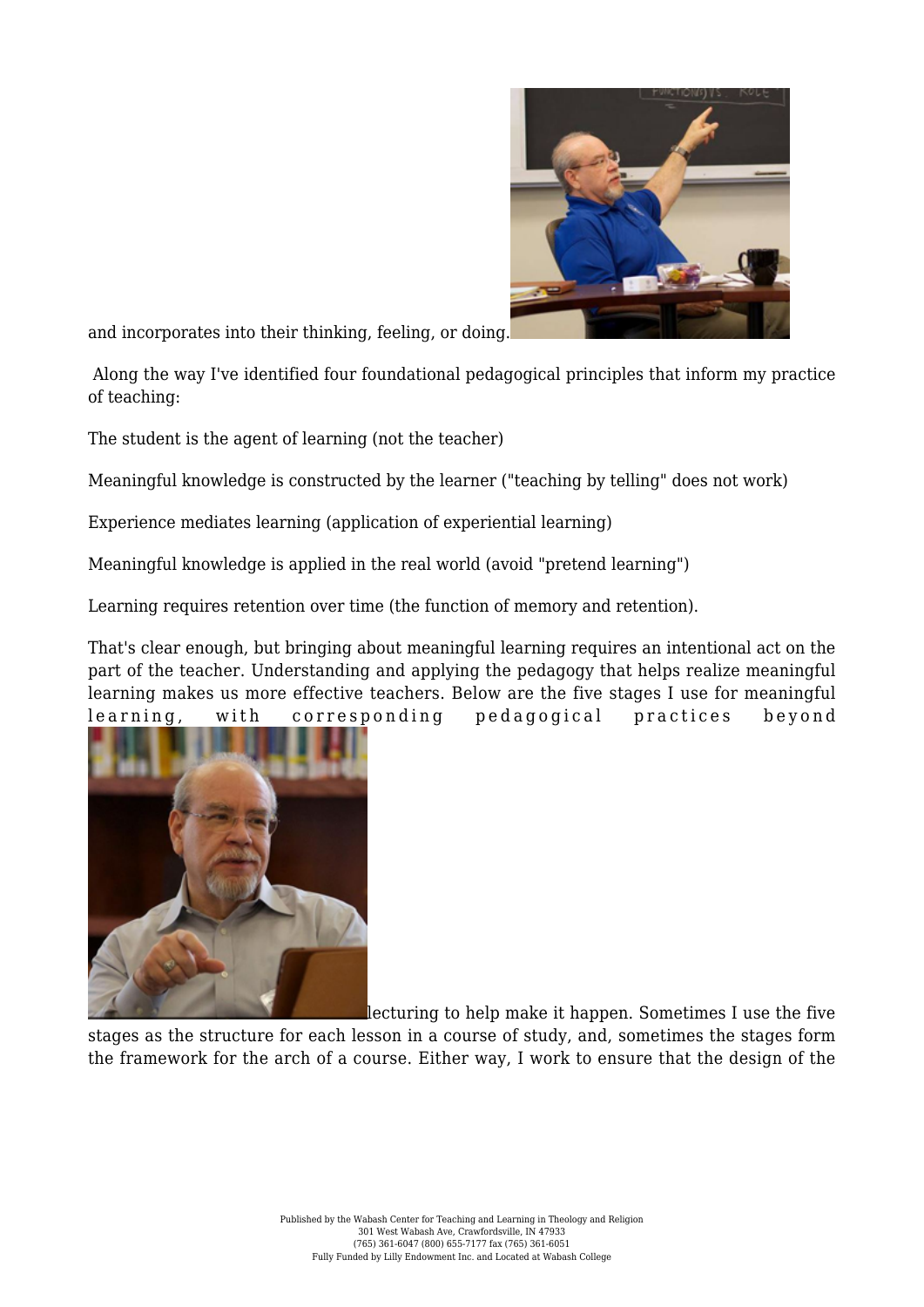and incorporates into their thinking, feeling, or doing.

Along the way I've identified four foundational pedagogical principles that inform my practice of teaching:

The student is the agent of learning (not the teacher)

Meaningful knowledge is constructed by the learner ("teaching by telling" does not work)

Experience mediates learning (application of experiential learning)

Meaningful knowledge is applied in the real world (avoid "pretend learning")

Learning requires retention over time (the function of memory and retention).

That's clear enough, but bringing about meaningful learning requires an intentional act on the part of the teacher. Understanding and applying the pedagogy that helps realize meaningful learning makes us more effective teachers. Below are the five stages I use for meaningful learning, with corresponding pedagogical practices beyond lecturing to help make it happen. Sometimes I use the five stages as the structure for each lesson in a course of study, and, sometimes the stages form the framework for the arch of a course. Either way, I work to ensure that the design of the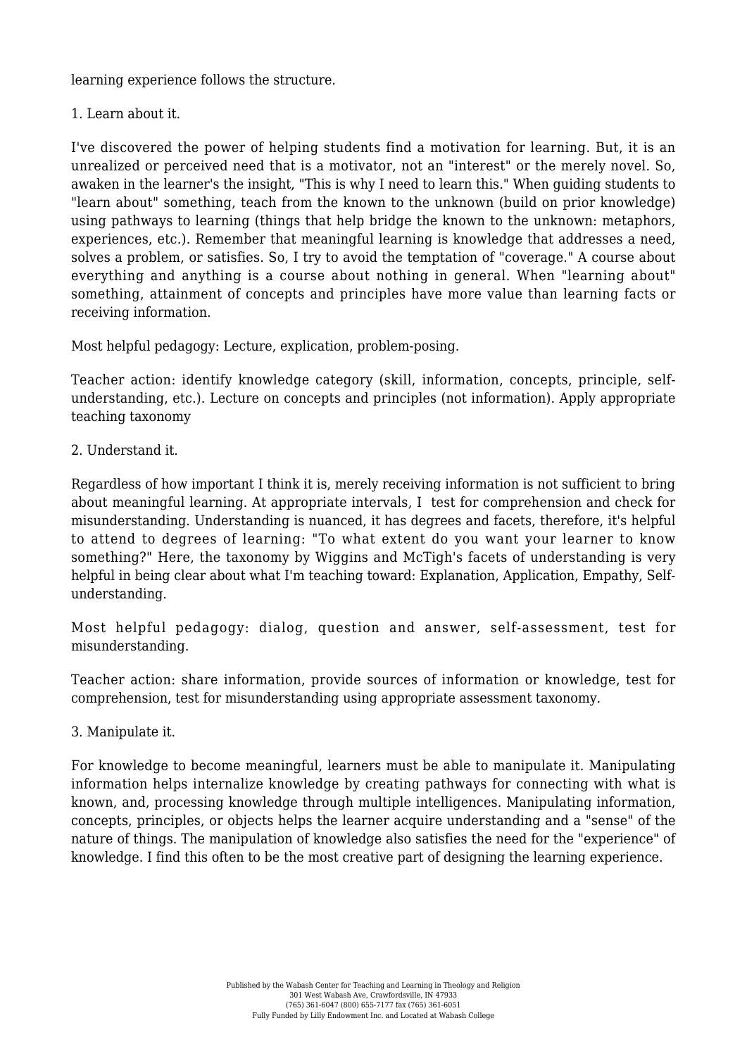learning experience follows the structure.

1. Learn about it.

I've discovered the power of helping students find a motivation for learning. But, it is an unrealized or perceived need that is a motivator, not an "interest" or the merely novel. So, awaken in the learner's the insight, "This is why I need to learn this." When guiding students to "learn about" something, teach from the known to the unknown (build on prior knowledge) using pathways to learning (things that help bridge the known to the unknown: metaphors, experiences, etc.). Remember that meaningful learning is knowledge that addresses a need, solves a problem, or satisfies. So, I try to avoid the temptation of "coverage." A course about everything and anything is a course about nothing in general. When "learning about" something, attainment of concepts and principles have more value than learning facts or receiving information.

Most helpful pedagogy: Lecture, explication, problem-posing.

Teacher action: identify knowledge category (skill, information, concepts, principle, self-understanding, etc.). Lecture on concepts and principles (not information). Apply appropriate teaching taxonomy

2. Understand it.

Regardless of how important I think it is, merely receiving information is not sufficient to bring about meaningful learning. At appropriate intervals, I test for comprehension and check for misunderstanding. Understanding is nuanced, it has degrees and facets, therefore, it's helpful to attend to degrees of learning: "To what extent do you want your learner to know something?" Here, the taxonomy by Wiggins and McTigh's facets of understanding is very helpful in being clear about what I'm teaching toward: Explanation, Application, Empathy, Self-understanding.

Most helpful pedagogy: dialog, question and answer, self-assessment, test for misunderstanding.

Teacher action: share information, provide sources of information or knowledge, test for comprehension, test for misunderstanding using appropriate assessment taxonomy.

3. Manipulate it.

For knowledge to become meaningful, learners must be able to manipulate it. Manipulating information helps internalize knowledge by creating pathways for connecting with what is known, and, processing knowledge through multiple intelligences. Manipulating information, concepts, principles, or objects helps the learner acquire understanding and a "sense" of the nature of things. The manipulation of knowledge also satisfies the need for the "experience" of knowledge. I find this often to be the most creative part of designing the learning experience.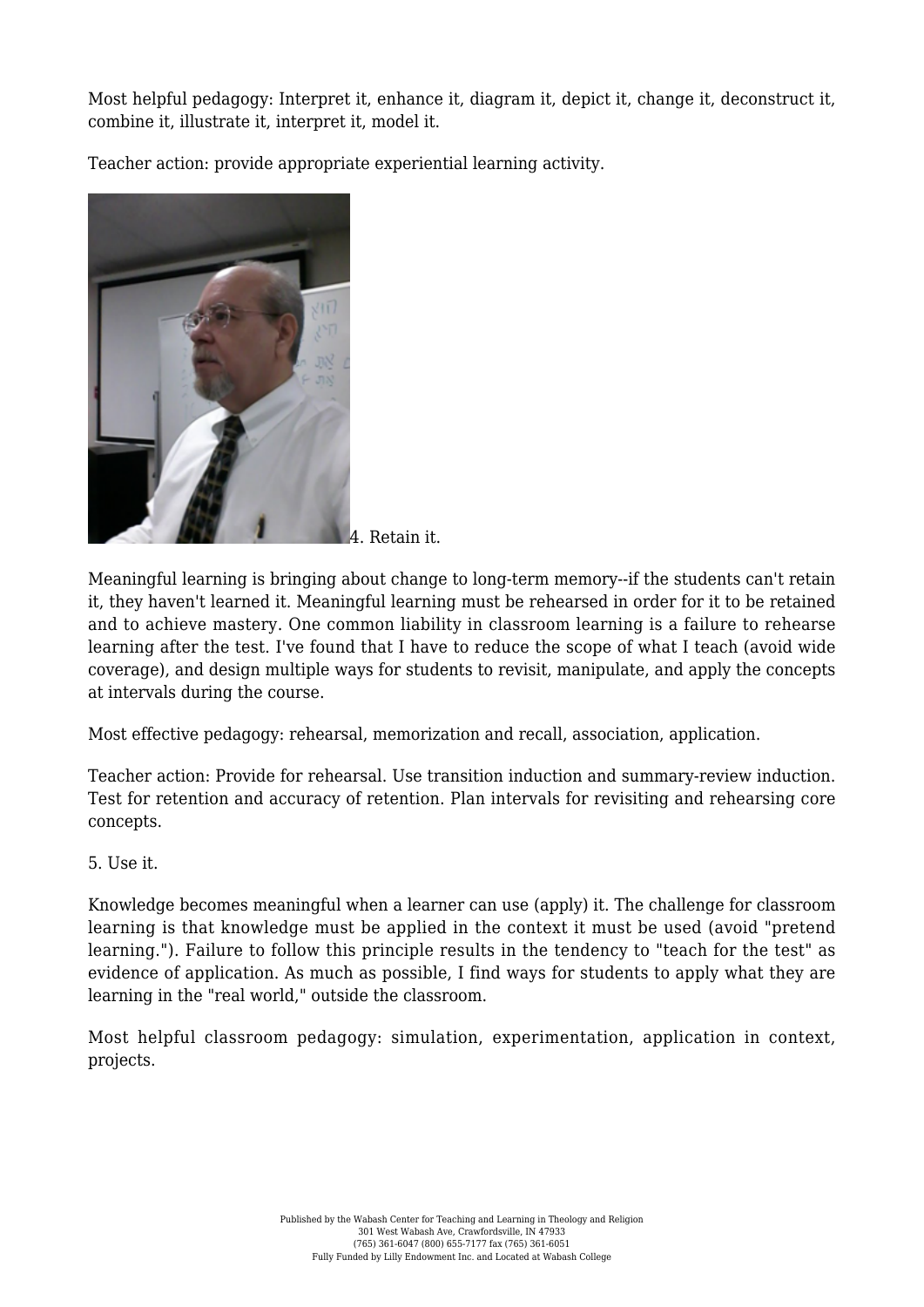Most helpful pedagogy: Interpret it, enhance it, diagram it, depict it, change it, deconstruct it, combine it, illustrate it, interpret it, model it.

Teacher action: provide appropriate experiential learning activity.

4. Retain it.

Meaningful learning is bringing about change to long-term memory--if the students can't retain it, they haven't learned it. Meaningful learning must be rehearsed in order for it to be retained and to achieve mastery. One common liability in classroom learning is a failure to rehearse learning after the test. I've found that I have to reduce the scope of what I teach (avoid wide coverage), and design multiple ways for students to revisit, manipulate, and apply the concepts at intervals during the course.

Most effective pedagogy: rehearsal, memorization and recall, association, application.

Teacher action: Provide for rehearsal. Use transition induction and summary-review induction. Test for retention and accuracy of retention. Plan intervals for revisiting and rehearsing core concepts.

5. Use it.

Knowledge becomes meaningful when a learner can use (apply) it. The challenge for classroom learning is that knowledge must be applied in the context it must be used (avoid "pretend learning."). Failure to follow this principle results in the tendency to "teach for the test" as evidence of application. As much as possible, I find ways for students to apply what they are learning in the "real world," outside the classroom.

Most helpful classroom pedagogy: simulation, experimentation, application in context, projects.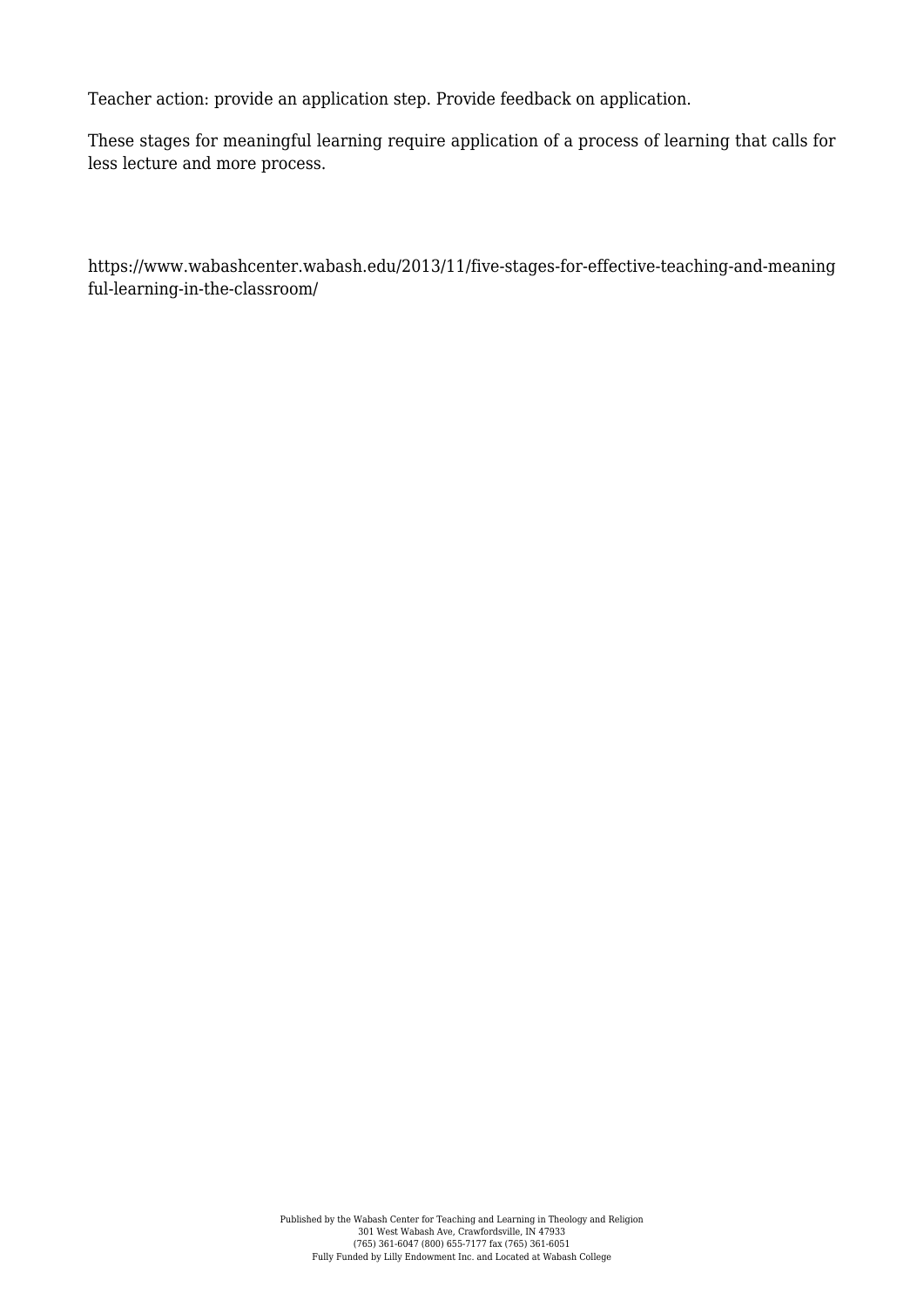Teacher action: provide an application step. Provide feedback on application.

These stages for meaningful learning require application of a process of learning that calls for less lecture and more process.

https://www.wabashcenter.wabash.edu/2013/11/five-stages-for-effective-teaching-and-meaningful-learning-in-the-classroom/